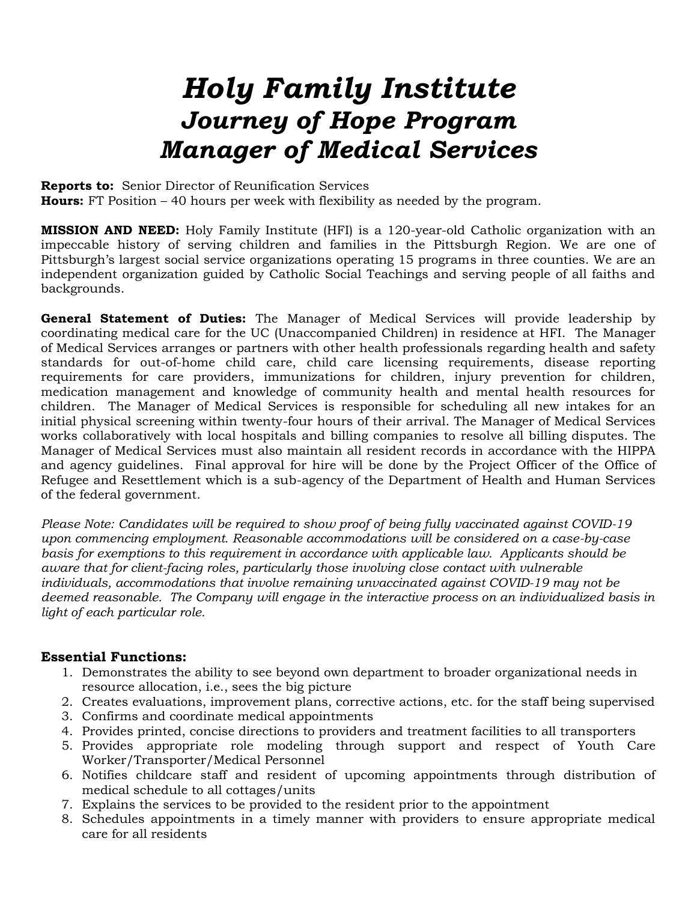# *Holy Family Institute*
## *Journey of Hope Program*
## *Manager of Medical Services*

**Reports to:** Senior Director of Reunification Services
**Hours:** FT Position – 40 hours per week with flexibility as needed by the program.

**MISSION AND NEED:** Holy Family Institute (HFI) is a 120-year-old Catholic organization with an impeccable history of serving children and families in the Pittsburgh Region. We are one of Pittsburgh's largest social service organizations operating 15 programs in three counties. We are an independent organization guided by Catholic Social Teachings and serving people of all faiths and backgrounds.

**General Statement of Duties:** The Manager of Medical Services will provide leadership by coordinating medical care for the UC (Unaccompanied Children) in residence at HFI. The Manager of Medical Services arranges or partners with other health professionals regarding health and safety standards for out-of-home child care, child care licensing requirements, disease reporting requirements for care providers, immunizations for children, injury prevention for children, medication management and knowledge of community health and mental health resources for children. The Manager of Medical Services is responsible for scheduling all new intakes for an initial physical screening within twenty-four hours of their arrival. The Manager of Medical Services works collaboratively with local hospitals and billing companies to resolve all billing disputes. The Manager of Medical Services must also maintain all resident records in accordance with the HIPPA and agency guidelines. Final approval for hire will be done by the Project Officer of the Office of Refugee and Resettlement which is a sub-agency of the Department of Health and Human Services of the federal government.

*Please Note: Candidates will be required to show proof of being fully vaccinated against COVID-19 upon commencing employment. Reasonable accommodations will be considered on a case-by-case basis for exemptions to this requirement in accordance with applicable law. Applicants should be aware that for client-facing roles, particularly those involving close contact with vulnerable individuals, accommodations that involve remaining unvaccinated against COVID-19 may not be deemed reasonable. The Company will engage in the interactive process on an individualized basis in light of each particular role.*

### Essential Functions:

1. Demonstrates the ability to see beyond own department to broader organizational needs in resource allocation, i.e., sees the big picture
2. Creates evaluations, improvement plans, corrective actions, etc. for the staff being supervised
3. Confirms and coordinate medical appointments
4. Provides printed, concise directions to providers and treatment facilities to all transporters
5. Provides appropriate role modeling through support and respect of Youth Care Worker/Transporter/Medical Personnel
6. Notifies childcare staff and resident of upcoming appointments through distribution of medical schedule to all cottages/units
7. Explains the services to be provided to the resident prior to the appointment
8. Schedules appointments in a timely manner with providers to ensure appropriate medical care for all residents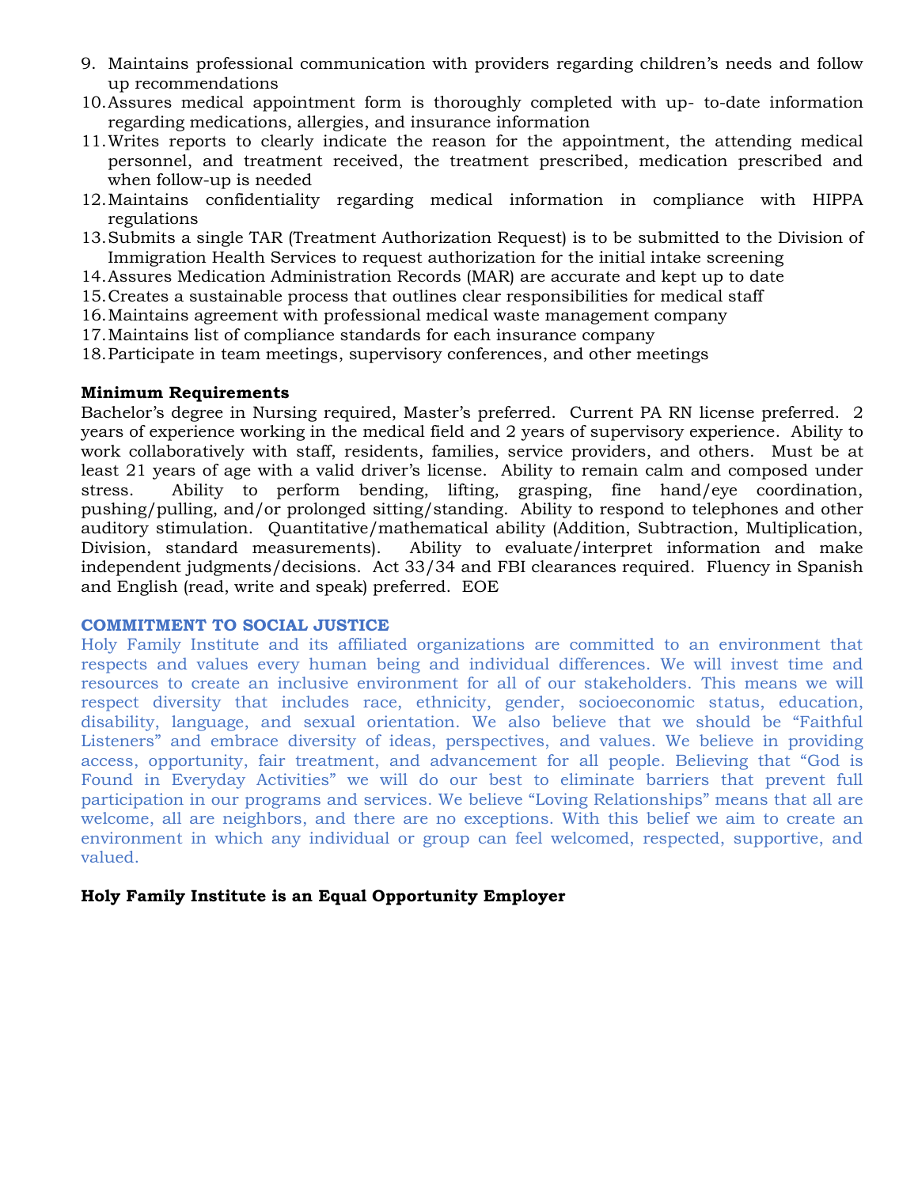9. Maintains professional communication with providers regarding children's needs and follow up recommendations
10. Assures medical appointment form is thoroughly completed with up- to-date information regarding medications, allergies, and insurance information
11. Writes reports to clearly indicate the reason for the appointment, the attending medical personnel, and treatment received, the treatment prescribed, medication prescribed and when follow-up is needed
12. Maintains confidentiality regarding medical information in compliance with HIPPA regulations
13. Submits a single TAR (Treatment Authorization Request) is to be submitted to the Division of Immigration Health Services to request authorization for the initial intake screening
14. Assures Medication Administration Records (MAR) are accurate and kept up to date
15. Creates a sustainable process that outlines clear responsibilities for medical staff
16. Maintains agreement with professional medical waste management company
17. Maintains list of compliance standards for each insurance company
18. Participate in team meetings, supervisory conferences, and other meetings

**Minimum Requirements**

Bachelor's degree in Nursing required, Master's preferred. Current PA RN license preferred. 2 years of experience working in the medical field and 2 years of supervisory experience. Ability to work collaboratively with staff, residents, families, service providers, and others. Must be at least 21 years of age with a valid driver's license. Ability to remain calm and composed under stress. Ability to perform bending, lifting, grasping, fine hand/eye coordination, pushing/pulling, and/or prolonged sitting/standing. Ability to respond to telephones and other auditory stimulation. Quantitative/mathematical ability (Addition, Subtraction, Multiplication, Division, standard measurements). Ability to evaluate/interpret information and make independent judgments/decisions. Act 33/34 and FBI clearances required. Fluency in Spanish and English (read, write and speak) preferred. EOE

**COMMITMENT TO SOCIAL JUSTICE**

Holy Family Institute and its affiliated organizations are committed to an environment that respects and values every human being and individual differences. We will invest time and resources to create an inclusive environment for all of our stakeholders. This means we will respect diversity that includes race, ethnicity, gender, socioeconomic status, education, disability, language, and sexual orientation. We also believe that we should be "Faithful Listeners" and embrace diversity of ideas, perspectives, and values. We believe in providing access, opportunity, fair treatment, and advancement for all people. Believing that "God is Found in Everyday Activities" we will do our best to eliminate barriers that prevent full participation in our programs and services. We believe "Loving Relationships" means that all are welcome, all are neighbors, and there are no exceptions. With this belief we aim to create an environment in which any individual or group can feel welcomed, respected, supportive, and valued.

**Holy Family Institute is an Equal Opportunity Employer**